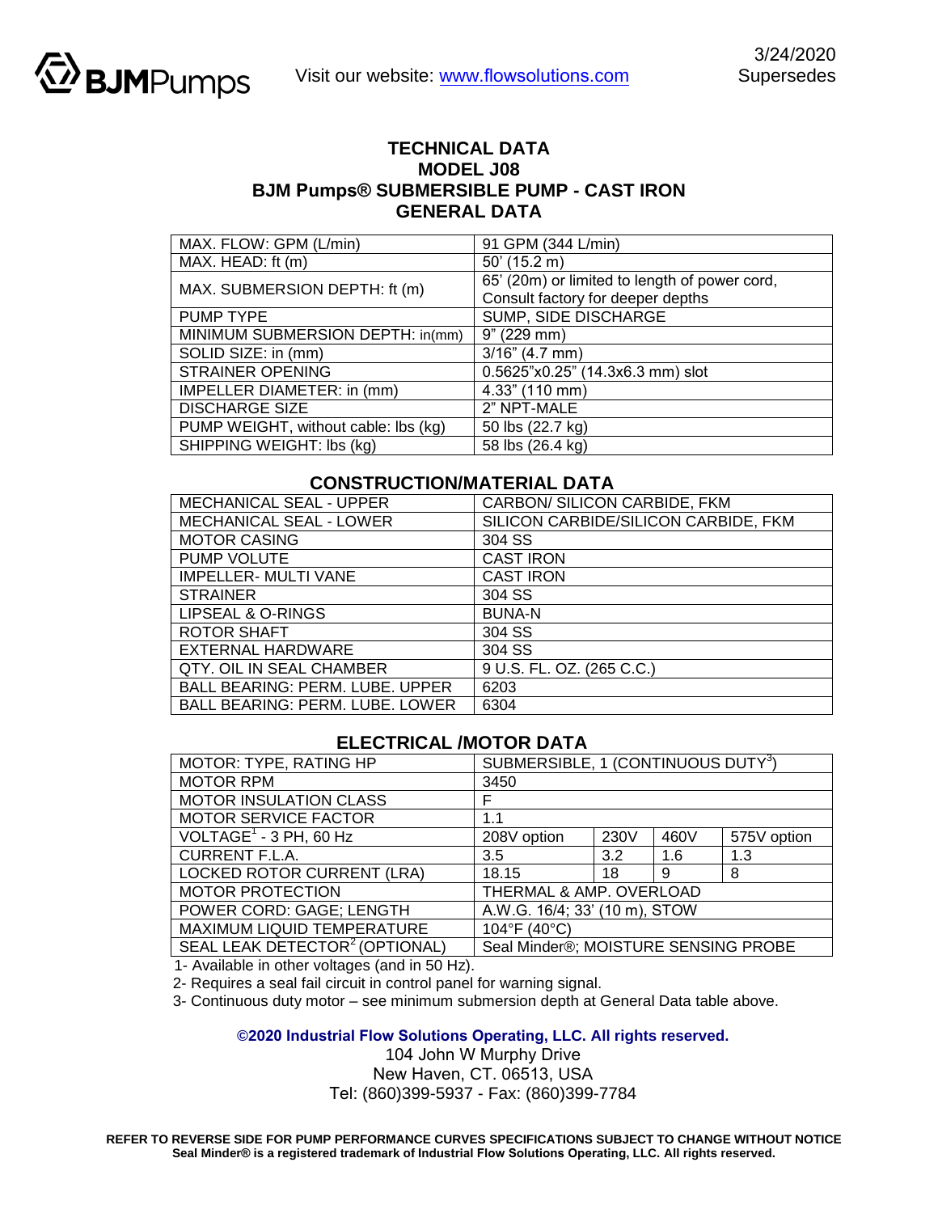BJMPumps

Visit our website: www.flowsolutions.com

3/24/2020
Supersedes

# TECHNICAL DATA
# MODEL J08
# BJM Pumps® SUBMERSIBLE PUMP - CAST IRON
## GENERAL DATA

| | |
|---|---|
| MAX. FLOW: GPM (L/min) | 91 GPM (344 L/min) |
| MAX. HEAD: ft (m) | 50' (15.2 m) |
| MAX. SUBMERSION DEPTH: ft (m) | 65' (20m) or limited to length of power cord, Consult factory for deeper depths |
| PUMP TYPE | SUMP, SIDE DISCHARGE |
| MINIMUM SUBMERSION DEPTH: in(mm) | 9" (229 mm) |
| SOLID SIZE: in (mm) | 3/16" (4.7 mm) |
| STRAINER OPENING | 0.5625"x0.25" (14.3x6.3 mm) slot |
| IMPELLER DIAMETER: in (mm) | 4.33" (110 mm) |
| DISCHARGE SIZE | 2" NPT-MALE |
| PUMP WEIGHT, without cable: lbs (kg) | 50 lbs (22.7 kg) |
| SHIPPING WEIGHT: lbs (kg) | 58 lbs (26.4 kg) |

## CONSTRUCTION/MATERIAL DATA

| | |
|---|---|
| MECHANICAL SEAL - UPPER | CARBON/ SILICON CARBIDE, FKM |
| MECHANICAL SEAL - LOWER | SILICON CARBIDE/SILICON CARBIDE, FKM |
| MOTOR CASING | 304 SS |
| PUMP VOLUTE | CAST IRON |
| IMPELLER- MULTI VANE | CAST IRON |
| STRAINER | 304 SS |
| LIPSEAL & O-RINGS | BUNA-N |
| ROTOR SHAFT | 304 SS |
| EXTERNAL HARDWARE | 304 SS |
| QTY. OIL IN SEAL CHAMBER | 9 U.S. FL. OZ. (265 C.C.) |
| BALL BEARING: PERM. LUBE. UPPER | 6203 |
| BALL BEARING: PERM. LUBE. LOWER | 6304 |

## ELECTRICAL /MOTOR DATA

| | | | | |
|---|---|---|---|---|
| MOTOR: TYPE, RATING HP | SUBMERSIBLE, 1 (CONTINUOUS DUTY[3]) | | | |
| MOTOR RPM | 3450 | | | |
| MOTOR INSULATION CLASS | F | | | |
| MOTOR SERVICE FACTOR | 1.1 | | | |
| VOLTAGE[1] - 3 PH, 60 Hz | 208V option | 230V | 460V | 575V option |
| CURRENT F.L.A. | 3.5 | 3.2 | 1.6 | 1.3 |
| LOCKED ROTOR CURRENT (LRA) | 18.15 | 18 | 9 | 8 |
| MOTOR PROTECTION | THERMAL & AMP. OVERLOAD | | | |
| POWER CORD: GAGE; LENGTH | A.W.G. 16/4; 33' (10 m), STOW | | | |
| MAXIMUM LIQUID TEMPERATURE | 104°F (40°C) | | | |
| SEAL LEAK DETECTOR[2] (OPTIONAL) | Seal Minder®; MOISTURE SENSING PROBE | | | |

1- Available in other voltages (and in 50 Hz).
2- Requires a seal fail circuit in control panel for warning signal.
3- Continuous duty motor – see minimum submersion depth at General Data table above.

**©2020 Industrial Flow Solutions Operating, LLC. All rights reserved.**
104 John W Murphy Drive
New Haven, CT. 06513, USA
Tel: (860)399-5937 - Fax: (860)399-7784

**REFER TO REVERSE SIDE FOR PUMP PERFORMANCE CURVES SPECIFICATIONS SUBJECT TO CHANGE WITHOUT NOTICE**
**Seal Minder® is a registered trademark of Industrial Flow Solutions Operating, LLC. All rights reserved.**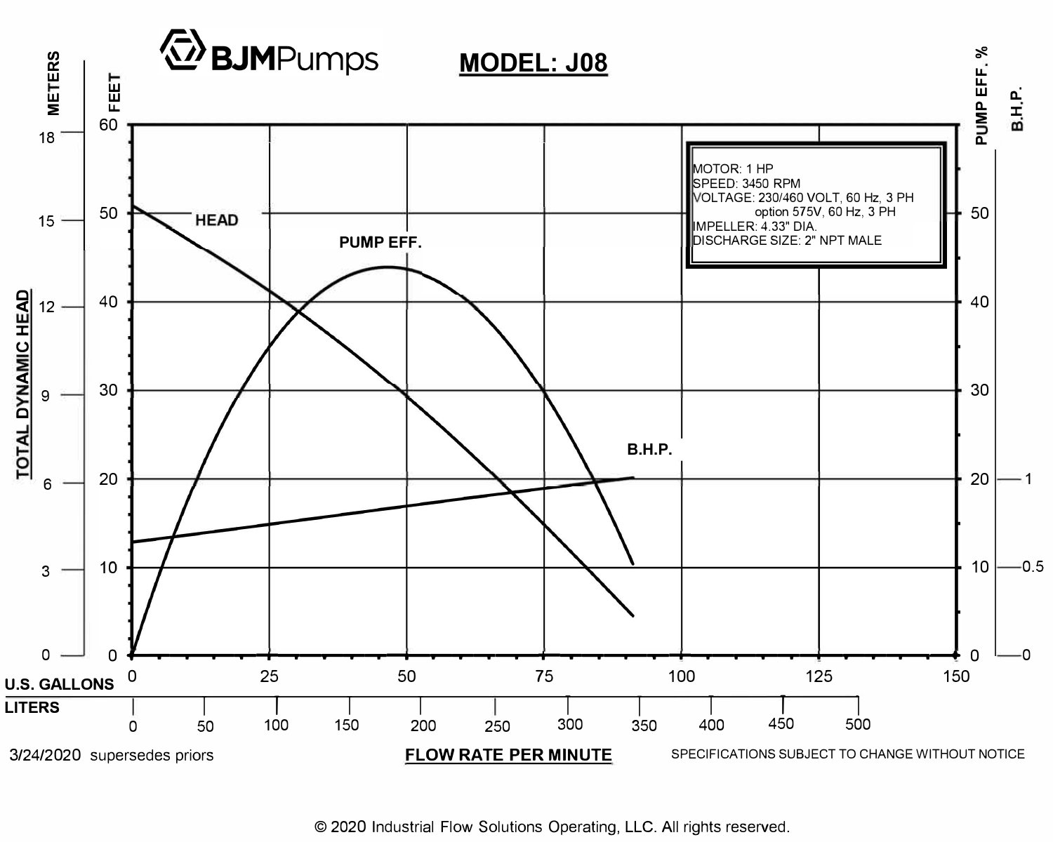BJMPumps

# MODEL: J08

METERS

FEET

PUMP EFF. %

B.H.P.

18
15
12
9
6
3
0

60
50
40
30
20
10
0

TOTAL DYNAMIC HEAD

HEAD

PUMP EFF.

B.H.P.

MOTOR: 1 HP
SPEED: 3450 RPM
VOLTAGE: 230/460 VOLT, 60 Hz, 3 PH
option 575V, 60 Hz, 3 PH
IMPELLER: 4.33" DIA.
DISCHARGE SIZE: 2" NPT MALE

50
40
30
20
10
0

1
0.5
0

U.S. GALLONS 0 25 50 75 100 125 150

LITERS 0 50 100 150 200 250 300 350 400 450 500

FLOW RATE PER MINUTE

3/24/2020 supersedes priors

SPECIFICATIONS SUBJECT TO CHANGE WITHOUT NOTICE

© 2020 Industrial Flow Solutions Operating, LLC. All rights reserved.